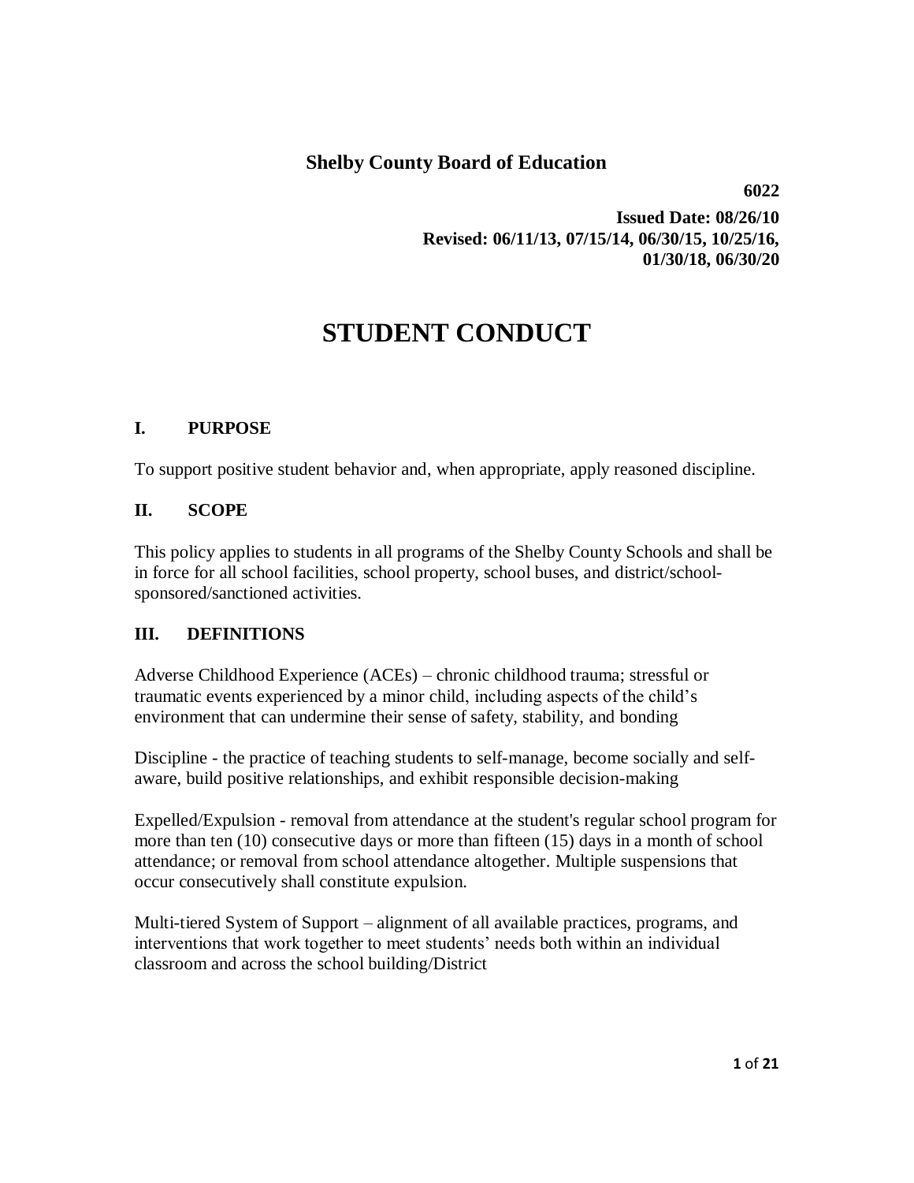**Shelby County Board of Education**

**6022**

**Issued Date: 08/26/10**
**Revised: 06/11/13, 07/15/14, 06/30/15, 10/25/16, 01/30/18, 06/30/20**

# STUDENT CONDUCT

## I. PURPOSE

To support positive student behavior and, when appropriate, apply reasoned discipline.

## II. SCOPE

This policy applies to students in all programs of the Shelby County Schools and shall be in force for all school facilities, school property, school buses, and district/school-sponsored/sanctioned activities.

## III. DEFINITIONS

Adverse Childhood Experience (ACEs) – chronic childhood trauma; stressful or traumatic events experienced by a minor child, including aspects of the child's environment that can undermine their sense of safety, stability, and bonding

Discipline - the practice of teaching students to self-manage, become socially and self-aware, build positive relationships, and exhibit responsible decision-making

Expelled/Expulsion - removal from attendance at the student's regular school program for more than ten (10) consecutive days or more than fifteen (15) days in a month of school attendance; or removal from school attendance altogether. Multiple suspensions that occur consecutively shall constitute expulsion.

Multi-tiered System of Support – alignment of all available practices, programs, and interventions that work together to meet students' needs both within an individual classroom and across the school building/District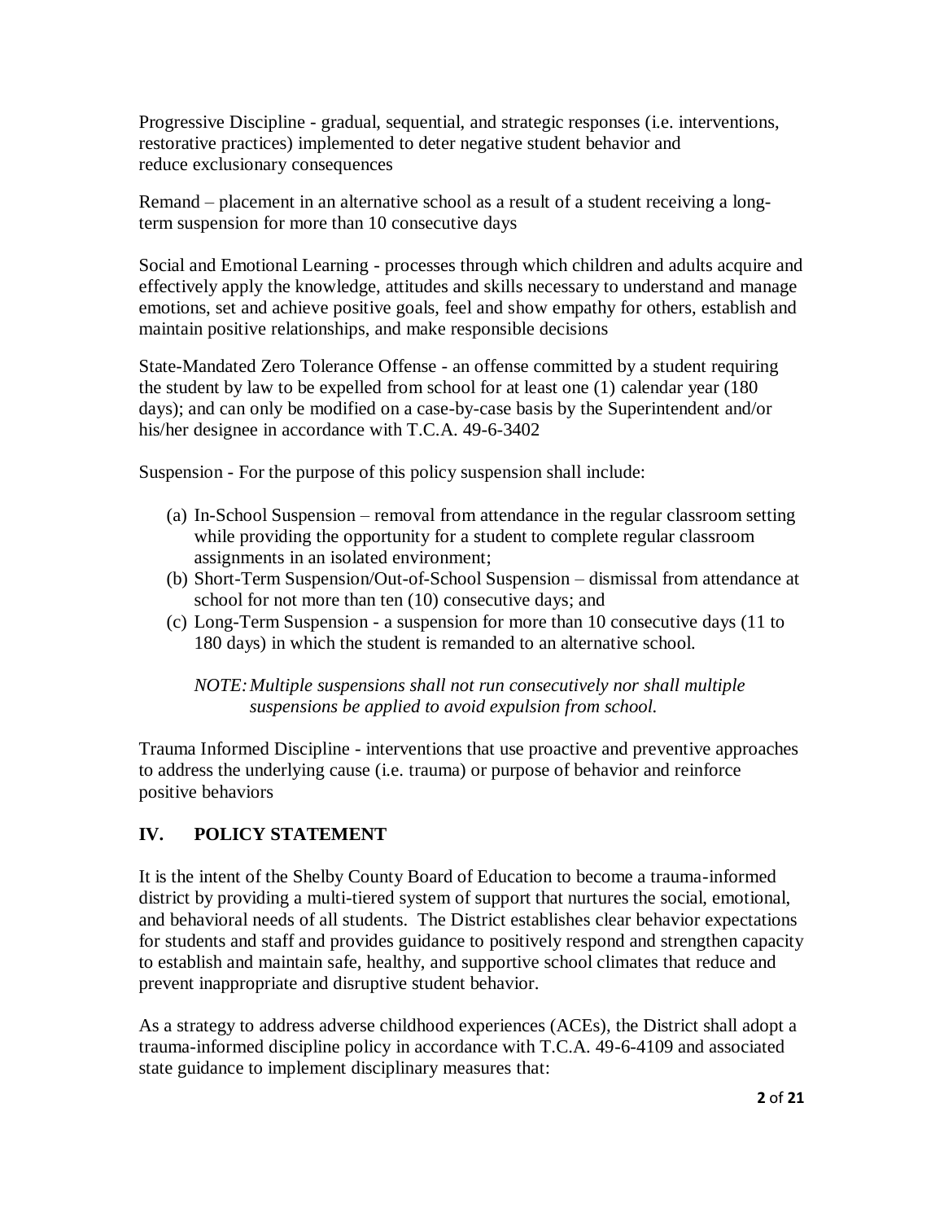Progressive Discipline - gradual, sequential, and strategic responses (i.e. interventions, restorative practices) implemented to deter negative student behavior and reduce exclusionary consequences

Remand – placement in an alternative school as a result of a student receiving a long-term suspension for more than 10 consecutive days

Social and Emotional Learning - processes through which children and adults acquire and effectively apply the knowledge, attitudes and skills necessary to understand and manage emotions, set and achieve positive goals, feel and show empathy for others, establish and maintain positive relationships, and make responsible decisions

State-Mandated Zero Tolerance Offense - an offense committed by a student requiring the student by law to be expelled from school for at least one (1) calendar year (180 days); and can only be modified on a case-by-case basis by the Superintendent and/or his/her designee in accordance with T.C.A. 49-6-3402

Suspension - For the purpose of this policy suspension shall include:

(a) In-School Suspension – removal from attendance in the regular classroom setting while providing the opportunity for a student to complete regular classroom assignments in an isolated environment;
(b) Short-Term Suspension/Out-of-School Suspension – dismissal from attendance at school for not more than ten (10) consecutive days; and
(c) Long-Term Suspension - a suspension for more than 10 consecutive days (11 to 180 days) in which the student is remanded to an alternative school.

*NOTE: Multiple suspensions shall not run consecutively nor shall multiple suspensions be applied to avoid expulsion from school.*

Trauma Informed Discipline - interventions that use proactive and preventive approaches to address the underlying cause (i.e. trauma) or purpose of behavior and reinforce positive behaviors

## IV. POLICY STATEMENT

It is the intent of the Shelby County Board of Education to become a trauma-informed district by providing a multi-tiered system of support that nurtures the social, emotional, and behavioral needs of all students. The District establishes clear behavior expectations for students and staff and provides guidance to positively respond and strengthen capacity to establish and maintain safe, healthy, and supportive school climates that reduce and prevent inappropriate and disruptive student behavior.

As a strategy to address adverse childhood experiences (ACEs), the District shall adopt a trauma-informed discipline policy in accordance with T.C.A. 49-6-4109 and associated state guidance to implement disciplinary measures that: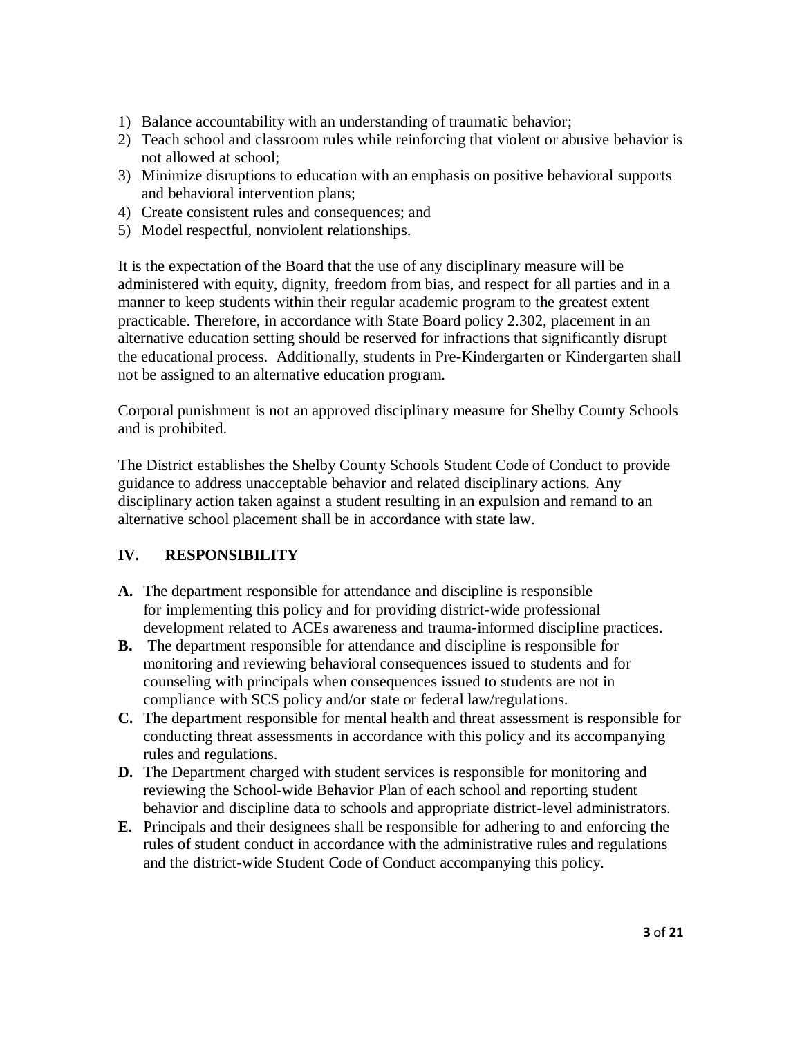1) Balance accountability with an understanding of traumatic behavior;
2) Teach school and classroom rules while reinforcing that violent or abusive behavior is not allowed at school;
3) Minimize disruptions to education with an emphasis on positive behavioral supports and behavioral intervention plans;
4) Create consistent rules and consequences; and
5) Model respectful, nonviolent relationships.

It is the expectation of the Board that the use of any disciplinary measure will be administered with equity, dignity, freedom from bias, and respect for all parties and in a manner to keep students within their regular academic program to the greatest extent practicable. Therefore, in accordance with State Board policy 2.302, placement in an alternative education setting should be reserved for infractions that significantly disrupt the educational process. Additionally, students in Pre-Kindergarten or Kindergarten shall not be assigned to an alternative education program.

Corporal punishment is not an approved disciplinary measure for Shelby County Schools and is prohibited.

The District establishes the Shelby County Schools Student Code of Conduct to provide guidance to address unacceptable behavior and related disciplinary actions. Any disciplinary action taken against a student resulting in an expulsion and remand to an alternative school placement shall be in accordance with state law.

## IV. RESPONSIBILITY

**A.** The department responsible for attendance and discipline is responsible for implementing this policy and for providing district-wide professional development related to ACEs awareness and trauma-informed discipline practices.

**B.** The department responsible for attendance and discipline is responsible for monitoring and reviewing behavioral consequences issued to students and for counseling with principals when consequences issued to students are not in compliance with SCS policy and/or state or federal law/regulations.

**C.** The department responsible for mental health and threat assessment is responsible for conducting threat assessments in accordance with this policy and its accompanying rules and regulations.

**D.** The Department charged with student services is responsible for monitoring and reviewing the School-wide Behavior Plan of each school and reporting student behavior and discipline data to schools and appropriate district-level administrators.

**E.** Principals and their designees shall be responsible for adhering to and enforcing the rules of student conduct in accordance with the administrative rules and regulations and the district-wide Student Code of Conduct accompanying this policy.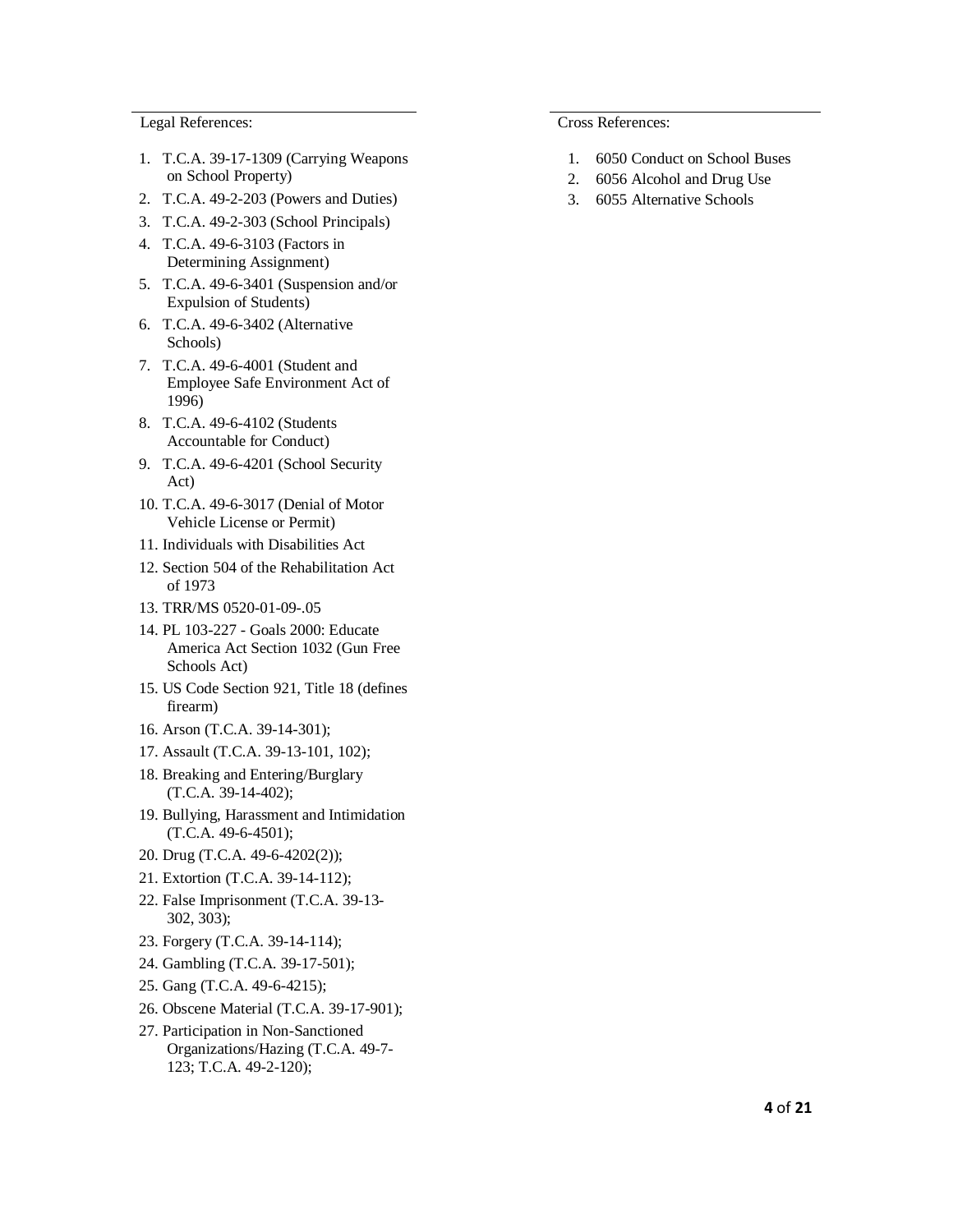Legal References:

1. T.C.A. 39-17-1309 (Carrying Weapons on School Property)
2. T.C.A. 49-2-203 (Powers and Duties)
3. T.C.A. 49-2-303 (School Principals)
4. T.C.A. 49-6-3103 (Factors in Determining Assignment)
5. T.C.A. 49-6-3401 (Suspension and/or Expulsion of Students)
6. T.C.A. 49-6-3402 (Alternative Schools)
7. T.C.A. 49-6-4001 (Student and Employee Safe Environment Act of 1996)
8. T.C.A. 49-6-4102 (Students Accountable for Conduct)
9. T.C.A. 49-6-4201 (School Security Act)
10. T.C.A. 49-6-3017 (Denial of Motor Vehicle License or Permit)
11. Individuals with Disabilities Act
12. Section 504 of the Rehabilitation Act of 1973
13. TRR/MS 0520-01-09-.05
14. PL 103-227 - Goals 2000: Educate America Act Section 1032 (Gun Free Schools Act)
15. US Code Section 921, Title 18 (defines firearm)
16. Arson (T.C.A. 39-14-301);
17. Assault (T.C.A. 39-13-101, 102);
18. Breaking and Entering/Burglary (T.C.A. 39-14-402);
19. Bullying, Harassment and Intimidation (T.C.A. 49-6-4501);
20. Drug (T.C.A. 49-6-4202(2));
21. Extortion (T.C.A. 39-14-112);
22. False Imprisonment (T.C.A. 39-13-302, 303);
23. Forgery (T.C.A. 39-14-114);
24. Gambling (T.C.A. 39-17-501);
25. Gang (T.C.A. 49-6-4215);
26. Obscene Material (T.C.A. 39-17-901);
27. Participation in Non-Sanctioned Organizations/Hazing (T.C.A. 49-7-123; T.C.A. 49-2-120);

Cross References:

1. 6050 Conduct on School Buses
2. 6056 Alcohol and Drug Use
3. 6055 Alternative Schools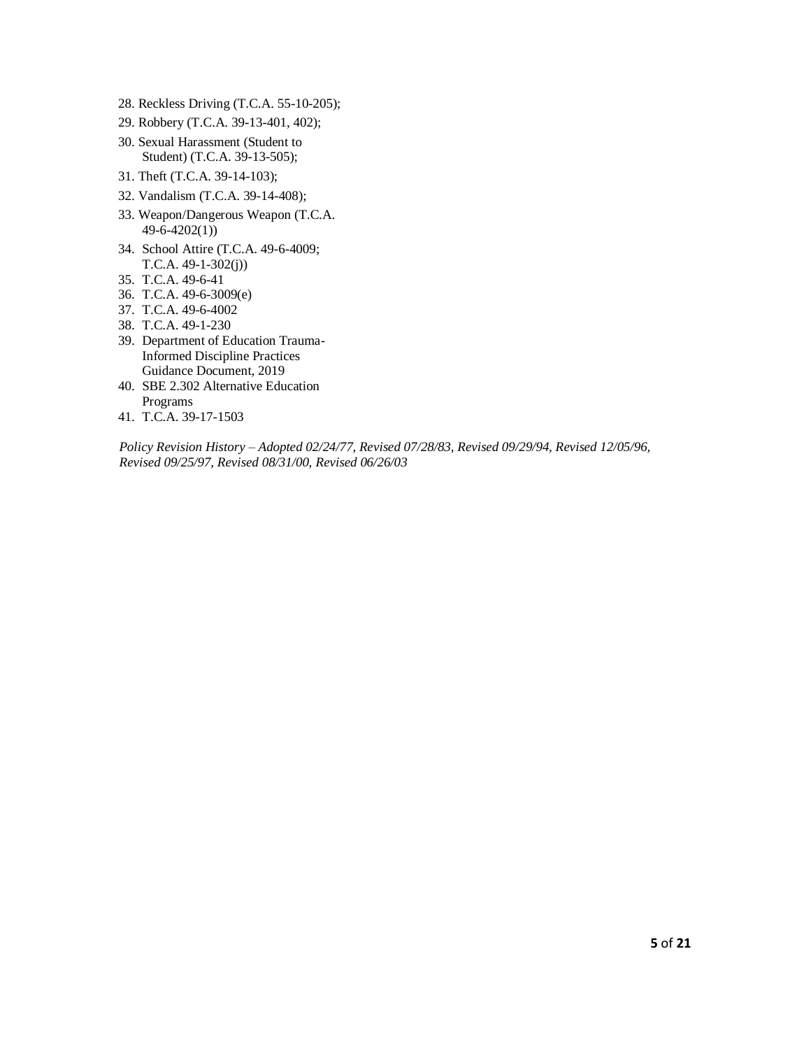28. Reckless Driving (T.C.A. 55-10-205);
29. Robbery (T.C.A. 39-13-401, 402);
30. Sexual Harassment (Student to Student) (T.C.A. 39-13-505);
31. Theft (T.C.A. 39-14-103);
32. Vandalism (T.C.A. 39-14-408);
33. Weapon/Dangerous Weapon (T.C.A. 49-6-4202(1))
34. School Attire (T.C.A. 49-6-4009; T.C.A. 49-1-302(j))
35. T.C.A. 49-6-41
36. T.C.A. 49-6-3009(e)
37. T.C.A. 49-6-4002
38. T.C.A. 49-1-230
39. Department of Education Trauma-Informed Discipline Practices Guidance Document, 2019
40. SBE 2.302 Alternative Education Programs
41. T.C.A. 39-17-1503

*Policy Revision History – Adopted 02/24/77, Revised 07/28/83, Revised 09/29/94, Revised 12/05/96, Revised 09/25/97, Revised 08/31/00, Revised 06/26/03*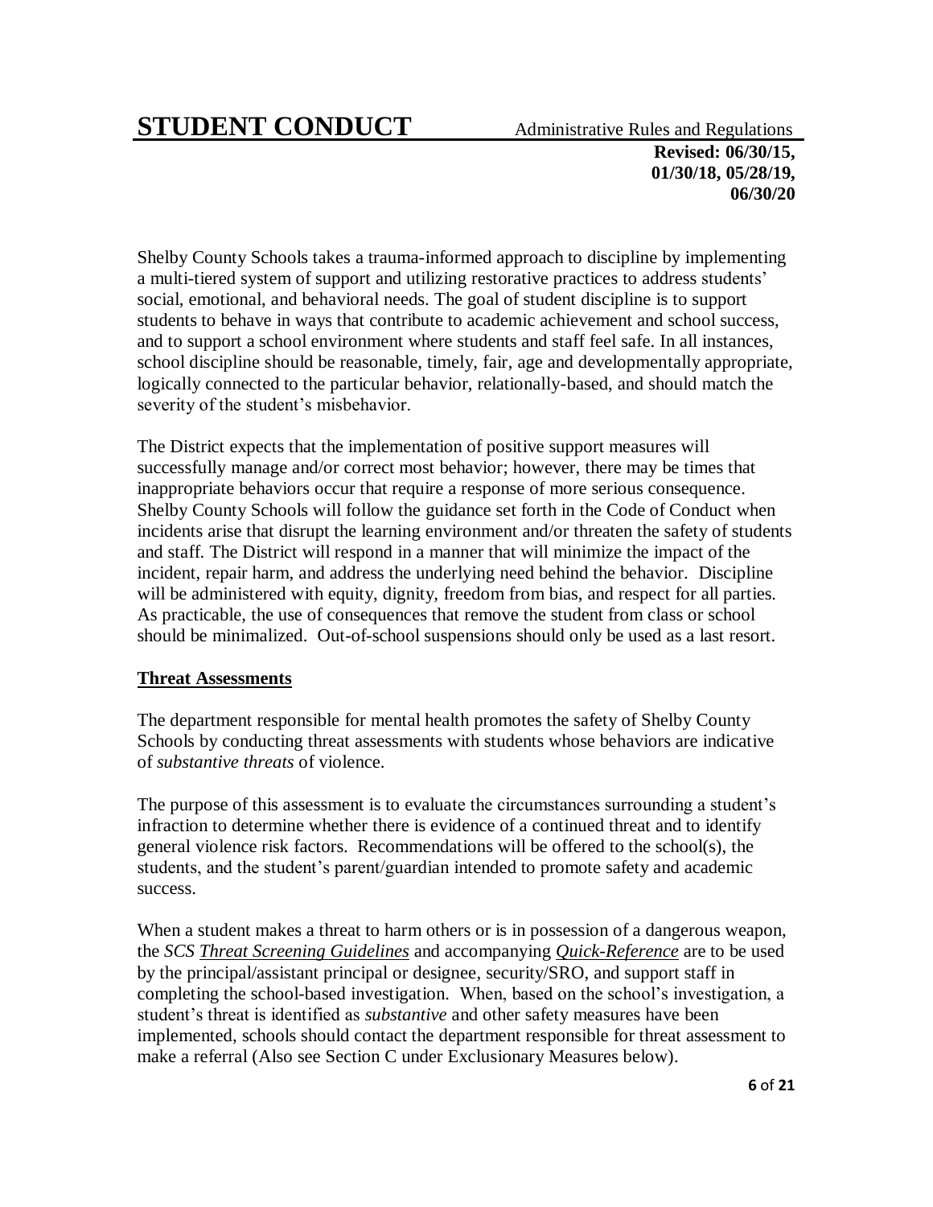# STUDENT CONDUCT

Administrative Rules and Regulations

**Revised: 06/30/15, 01/30/18, 05/28/19, 06/30/20**

Shelby County Schools takes a trauma-informed approach to discipline by implementing a multi-tiered system of support and utilizing restorative practices to address students' social, emotional, and behavioral needs. The goal of student discipline is to support students to behave in ways that contribute to academic achievement and school success, and to support a school environment where students and staff feel safe. In all instances, school discipline should be reasonable, timely, fair, age and developmentally appropriate, logically connected to the particular behavior, relationally-based, and should match the severity of the student's misbehavior.

The District expects that the implementation of positive support measures will successfully manage and/or correct most behavior; however, there may be times that inappropriate behaviors occur that require a response of more serious consequence. Shelby County Schools will follow the guidance set forth in the Code of Conduct when incidents arise that disrupt the learning environment and/or threaten the safety of students and staff. The District will respond in a manner that will minimize the impact of the incident, repair harm, and address the underlying need behind the behavior. Discipline will be administered with equity, dignity, freedom from bias, and respect for all parties. As practicable, the use of consequences that remove the student from class or school should be minimalized. Out-of-school suspensions should only be used as a last resort.

## Threat Assessments

The department responsible for mental health promotes the safety of Shelby County Schools by conducting threat assessments with students whose behaviors are indicative of *substantive threats* of violence.

The purpose of this assessment is to evaluate the circumstances surrounding a student's infraction to determine whether there is evidence of a continued threat and to identify general violence risk factors. Recommendations will be offered to the school(s), the students, and the student's parent/guardian intended to promote safety and academic success.

When a student makes a threat to harm others or is in possession of a dangerous weapon, the *SCS Threat Screening Guidelines* and accompanying *Quick-Reference* are to be used by the principal/assistant principal or designee, security/SRO, and support staff in completing the school-based investigation. When, based on the school's investigation, a student's threat is identified as *substantive* and other safety measures have been implemented, schools should contact the department responsible for threat assessment to make a referral (Also see Section C under Exclusionary Measures below).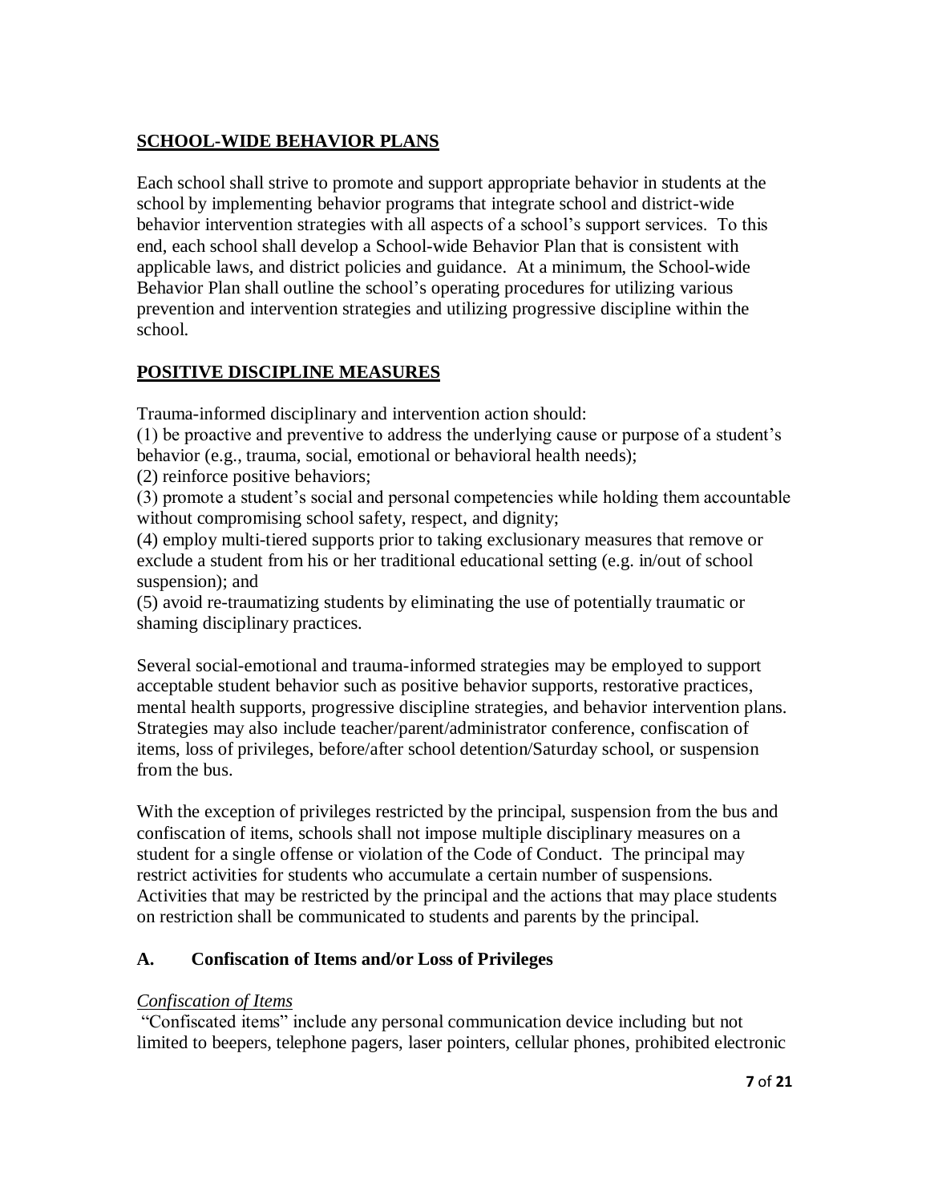## SCHOOL-WIDE BEHAVIOR PLANS

Each school shall strive to promote and support appropriate behavior in students at the school by implementing behavior programs that integrate school and district-wide behavior intervention strategies with all aspects of a school's support services. To this end, each school shall develop a School-wide Behavior Plan that is consistent with applicable laws, and district policies and guidance. At a minimum, the School-wide Behavior Plan shall outline the school's operating procedures for utilizing various prevention and intervention strategies and utilizing progressive discipline within the school.

## POSITIVE DISCIPLINE MEASURES

Trauma-informed disciplinary and intervention action should:
(1) be proactive and preventive to address the underlying cause or purpose of a student's behavior (e.g., trauma, social, emotional or behavioral health needs);
(2) reinforce positive behaviors;
(3) promote a student's social and personal competencies while holding them accountable without compromising school safety, respect, and dignity;
(4) employ multi-tiered supports prior to taking exclusionary measures that remove or exclude a student from his or her traditional educational setting (e.g. in/out of school suspension); and
(5) avoid re-traumatizing students by eliminating the use of potentially traumatic or shaming disciplinary practices.

Several social-emotional and trauma-informed strategies may be employed to support acceptable student behavior such as positive behavior supports, restorative practices, mental health supports, progressive discipline strategies, and behavior intervention plans. Strategies may also include teacher/parent/administrator conference, confiscation of items, loss of privileges, before/after school detention/Saturday school, or suspension from the bus.

With the exception of privileges restricted by the principal, suspension from the bus and confiscation of items, schools shall not impose multiple disciplinary measures on a student for a single offense or violation of the Code of Conduct. The principal may restrict activities for students who accumulate a certain number of suspensions. Activities that may be restricted by the principal and the actions that may place students on restriction shall be communicated to students and parents by the principal.

### A. Confiscation of Items and/or Loss of Privileges

*Confiscation of Items*

"Confiscated items" include any personal communication device including but not limited to beepers, telephone pagers, laser pointers, cellular phones, prohibited electronic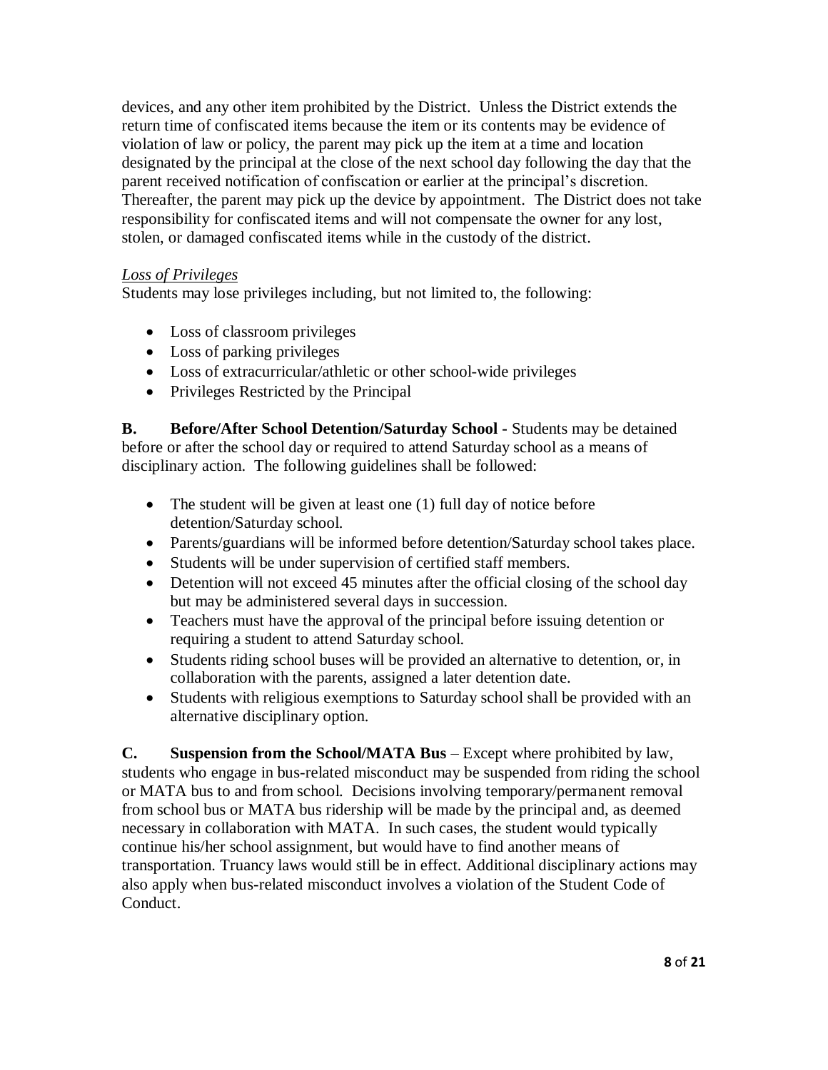devices, and any other item prohibited by the District. Unless the District extends the return time of confiscated items because the item or its contents may be evidence of violation of law or policy, the parent may pick up the item at a time and location designated by the principal at the close of the next school day following the day that the parent received notification of confiscation or earlier at the principal's discretion. Thereafter, the parent may pick up the device by appointment. The District does not take responsibility for confiscated items and will not compensate the owner for any lost, stolen, or damaged confiscated items while in the custody of the district.

*Loss of Privileges*

Students may lose privileges including, but not limited to, the following:

- Loss of classroom privileges
- Loss of parking privileges
- Loss of extracurricular/athletic or other school-wide privileges
- Privileges Restricted by the Principal

**B. Before/After School Detention/Saturday School -** Students may be detained before or after the school day or required to attend Saturday school as a means of disciplinary action. The following guidelines shall be followed:

- The student will be given at least one (1) full day of notice before detention/Saturday school.
- Parents/guardians will be informed before detention/Saturday school takes place.
- Students will be under supervision of certified staff members.
- Detention will not exceed 45 minutes after the official closing of the school day but may be administered several days in succession.
- Teachers must have the approval of the principal before issuing detention or requiring a student to attend Saturday school.
- Students riding school buses will be provided an alternative to detention, or, in collaboration with the parents, assigned a later detention date.
- Students with religious exemptions to Saturday school shall be provided with an alternative disciplinary option.

**C. Suspension from the School/MATA Bus** – Except where prohibited by law, students who engage in bus-related misconduct may be suspended from riding the school or MATA bus to and from school. Decisions involving temporary/permanent removal from school bus or MATA bus ridership will be made by the principal and, as deemed necessary in collaboration with MATA. In such cases, the student would typically continue his/her school assignment, but would have to find another means of transportation. Truancy laws would still be in effect. Additional disciplinary actions may also apply when bus-related misconduct involves a violation of the Student Code of Conduct.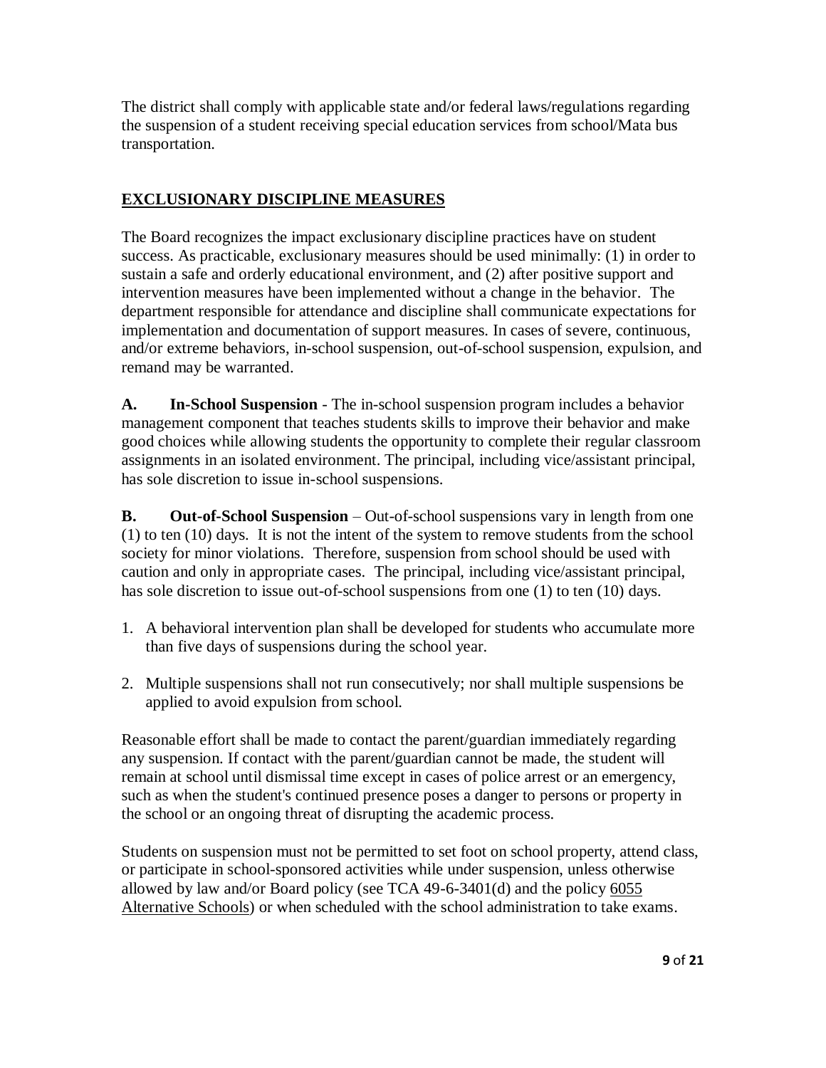The district shall comply with applicable state and/or federal laws/regulations regarding the suspension of a student receiving special education services from school/Mata bus transportation.

## EXCLUSIONARY DISCIPLINE MEASURES

The Board recognizes the impact exclusionary discipline practices have on student success. As practicable, exclusionary measures should be used minimally: (1) in order to sustain a safe and orderly educational environment, and (2) after positive support and intervention measures have been implemented without a change in the behavior. The department responsible for attendance and discipline shall communicate expectations for implementation and documentation of support measures. In cases of severe, continuous, and/or extreme behaviors, in-school suspension, out-of-school suspension, expulsion, and remand may be warranted.

**A. In-School Suspension** - The in-school suspension program includes a behavior management component that teaches students skills to improve their behavior and make good choices while allowing students the opportunity to complete their regular classroom assignments in an isolated environment. The principal, including vice/assistant principal, has sole discretion to issue in-school suspensions.

**B. Out-of-School Suspension** – Out-of-school suspensions vary in length from one (1) to ten (10) days. It is not the intent of the system to remove students from the school society for minor violations. Therefore, suspension from school should be used with caution and only in appropriate cases. The principal, including vice/assistant principal, has sole discretion to issue out-of-school suspensions from one (1) to ten (10) days.

1. A behavioral intervention plan shall be developed for students who accumulate more than five days of suspensions during the school year.
2. Multiple suspensions shall not run consecutively; nor shall multiple suspensions be applied to avoid expulsion from school.

Reasonable effort shall be made to contact the parent/guardian immediately regarding any suspension. If contact with the parent/guardian cannot be made, the student will remain at school until dismissal time except in cases of police arrest or an emergency, such as when the student's continued presence poses a danger to persons or property in the school or an ongoing threat of disrupting the academic process.

Students on suspension must not be permitted to set foot on school property, attend class, or participate in school-sponsored activities while under suspension, unless otherwise allowed by law and/or Board policy (see TCA 49-6-3401(d) and the policy 6055 Alternative Schools) or when scheduled with the school administration to take exams.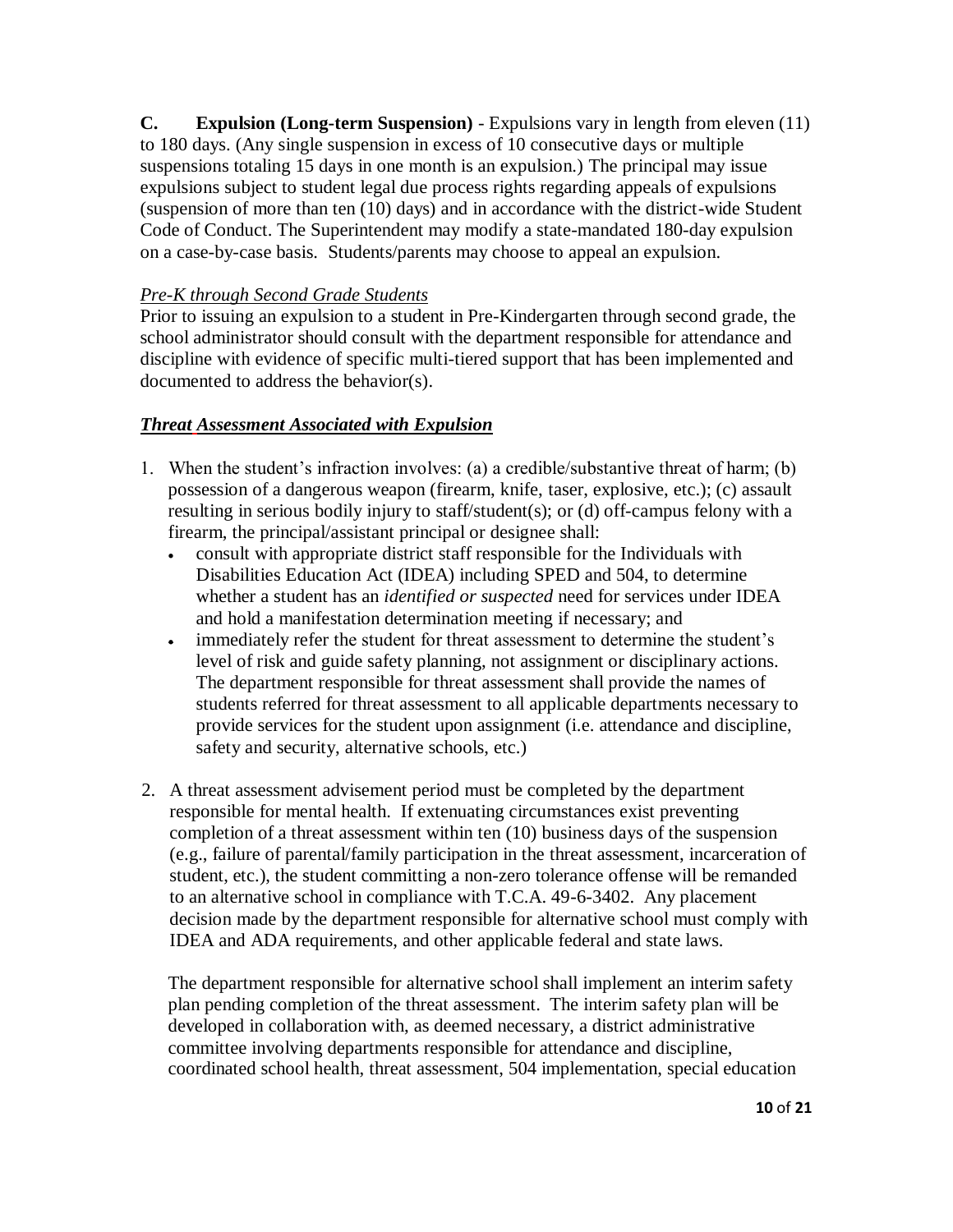**C. Expulsion (Long-term Suspension)** - Expulsions vary in length from eleven (11) to 180 days. (Any single suspension in excess of 10 consecutive days or multiple suspensions totaling 15 days in one month is an expulsion.) The principal may issue expulsions subject to student legal due process rights regarding appeals of expulsions (suspension of more than ten (10) days) and in accordance with the district-wide Student Code of Conduct. The Superintendent may modify a state-mandated 180-day expulsion on a case-by-case basis. Students/parents may choose to appeal an expulsion.

*Pre-K through Second Grade Students*

Prior to issuing an expulsion to a student in Pre-Kindergarten through second grade, the school administrator should consult with the department responsible for attendance and discipline with evidence of specific multi-tiered support that has been implemented and documented to address the behavior(s).

***Threat Assessment Associated with Expulsion***

1. When the student's infraction involves: (a) a credible/substantive threat of harm; (b) possession of a dangerous weapon (firearm, knife, taser, explosive, etc.); (c) assault resulting in serious bodily injury to staff/student(s); or (d) off-campus felony with a firearm, the principal/assistant principal or designee shall:
   - consult with appropriate district staff responsible for the Individuals with Disabilities Education Act (IDEA) including SPED and 504, to determine whether a student has an *identified or suspected* need for services under IDEA and hold a manifestation determination meeting if necessary; and
   - immediately refer the student for threat assessment to determine the student's level of risk and guide safety planning, not assignment or disciplinary actions. The department responsible for threat assessment shall provide the names of students referred for threat assessment to all applicable departments necessary to provide services for the student upon assignment (i.e. attendance and discipline, safety and security, alternative schools, etc.)

2. A threat assessment advisement period must be completed by the department responsible for mental health. If extenuating circumstances exist preventing completion of a threat assessment within ten (10) business days of the suspension (e.g., failure of parental/family participation in the threat assessment, incarceration of student, etc.), the student committing a non-zero tolerance offense will be remanded to an alternative school in compliance with T.C.A. 49-6-3402. Any placement decision made by the department responsible for alternative school must comply with IDEA and ADA requirements, and other applicable federal and state laws.

   The department responsible for alternative school shall implement an interim safety plan pending completion of the threat assessment. The interim safety plan will be developed in collaboration with, as deemed necessary, a district administrative committee involving departments responsible for attendance and discipline, coordinated school health, threat assessment, 504 implementation, special education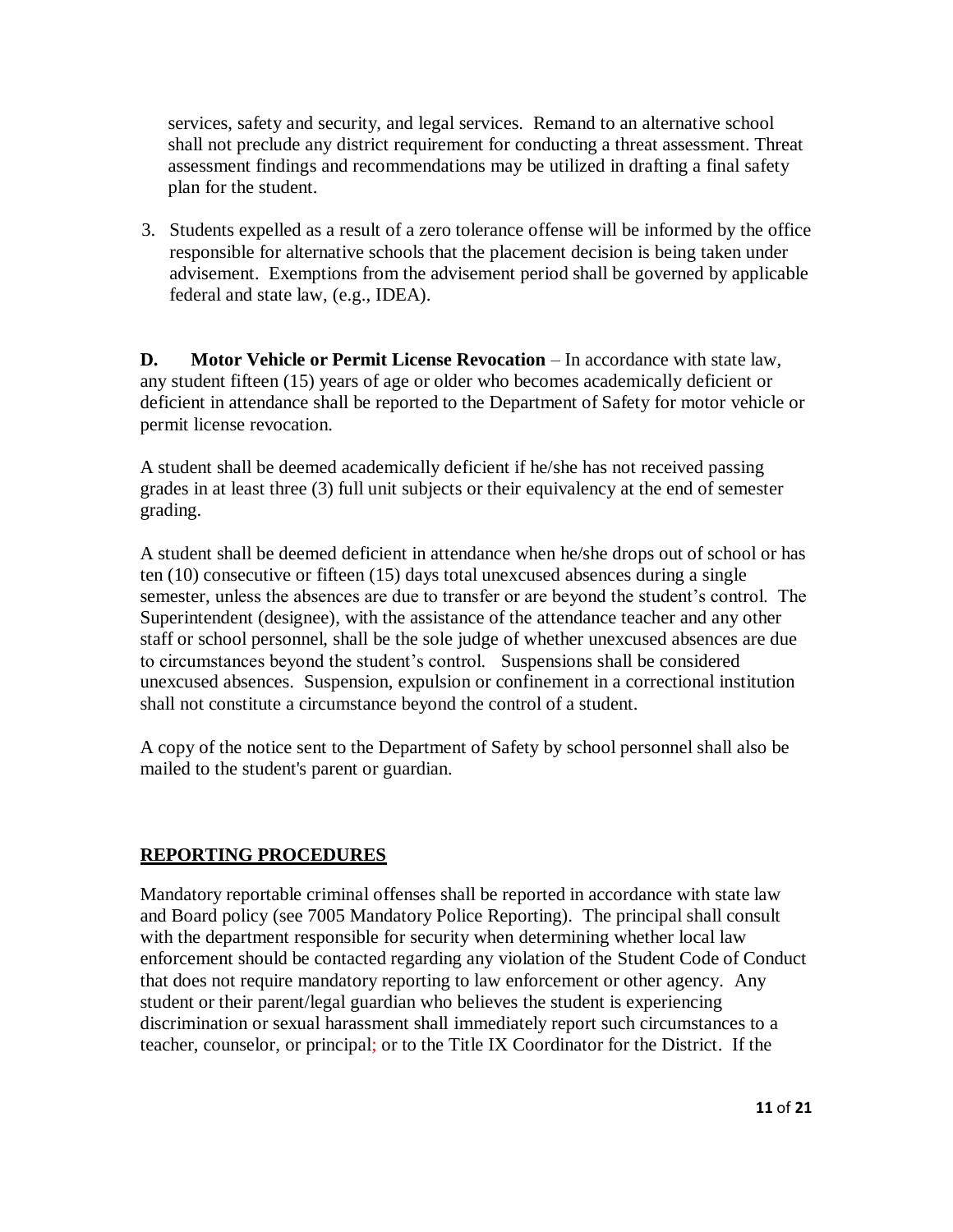services, safety and security, and legal services. Remand to an alternative school shall not preclude any district requirement for conducting a threat assessment. Threat assessment findings and recommendations may be utilized in drafting a final safety plan for the student.

3. Students expelled as a result of a zero tolerance offense will be informed by the office responsible for alternative schools that the placement decision is being taken under advisement. Exemptions from the advisement period shall be governed by applicable federal and state law, (e.g., IDEA).

**D. Motor Vehicle or Permit License Revocation** – In accordance with state law, any student fifteen (15) years of age or older who becomes academically deficient or deficient in attendance shall be reported to the Department of Safety for motor vehicle or permit license revocation.

A student shall be deemed academically deficient if he/she has not received passing grades in at least three (3) full unit subjects or their equivalency at the end of semester grading.

A student shall be deemed deficient in attendance when he/she drops out of school or has ten (10) consecutive or fifteen (15) days total unexcused absences during a single semester, unless the absences are due to transfer or are beyond the student's control. The Superintendent (designee), with the assistance of the attendance teacher and any other staff or school personnel, shall be the sole judge of whether unexcused absences are due to circumstances beyond the student's control. Suspensions shall be considered unexcused absences. Suspension, expulsion or confinement in a correctional institution shall not constitute a circumstance beyond the control of a student.

A copy of the notice sent to the Department of Safety by school personnel shall also be mailed to the student's parent or guardian.

## REPORTING PROCEDURES

Mandatory reportable criminal offenses shall be reported in accordance with state law and Board policy (see 7005 Mandatory Police Reporting). The principal shall consult with the department responsible for security when determining whether local law enforcement should be contacted regarding any violation of the Student Code of Conduct that does not require mandatory reporting to law enforcement or other agency. Any student or their parent/legal guardian who believes the student is experiencing discrimination or sexual harassment shall immediately report such circumstances to a teacher, counselor, or principal; or to the Title IX Coordinator for the District. If the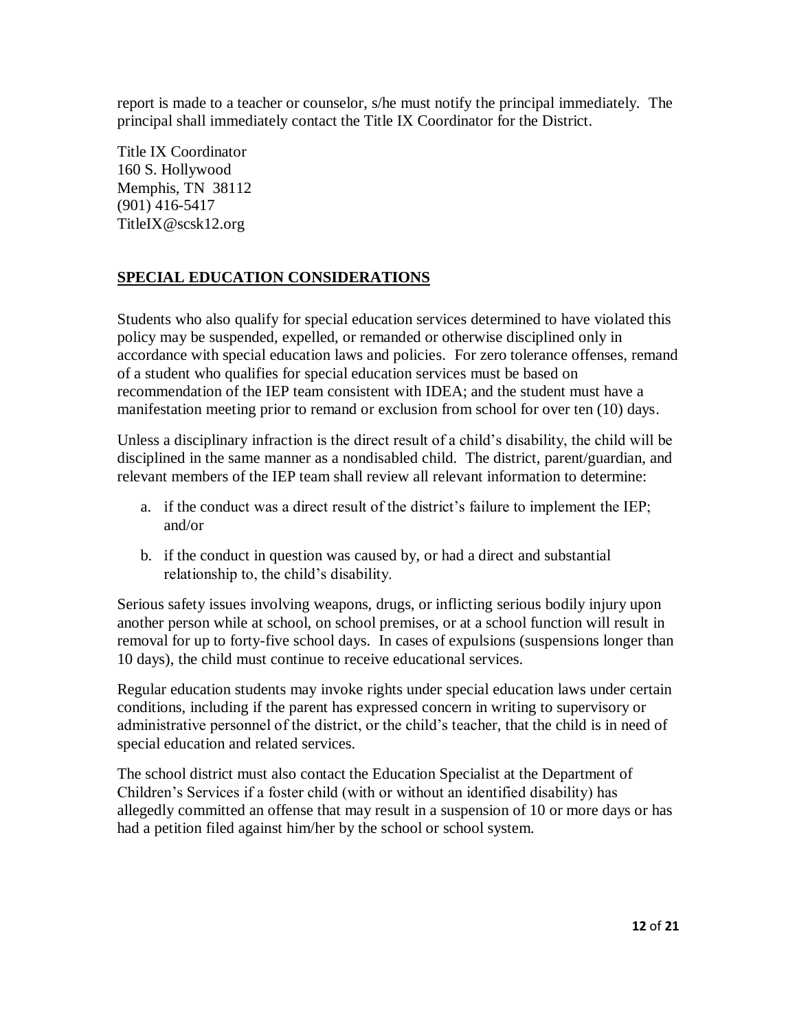report is made to a teacher or counselor, s/he must notify the principal immediately. The principal shall immediately contact the Title IX Coordinator for the District.

Title IX Coordinator
160 S. Hollywood
Memphis, TN 38112
(901) 416-5417
TitleIX@scsk12.org

## SPECIAL EDUCATION CONSIDERATIONS

Students who also qualify for special education services determined to have violated this policy may be suspended, expelled, or remanded or otherwise disciplined only in accordance with special education laws and policies. For zero tolerance offenses, remand of a student who qualifies for special education services must be based on recommendation of the IEP team consistent with IDEA; and the student must have a manifestation meeting prior to remand or exclusion from school for over ten (10) days.

Unless a disciplinary infraction is the direct result of a child's disability, the child will be disciplined in the same manner as a nondisabled child. The district, parent/guardian, and relevant members of the IEP team shall review all relevant information to determine:

a. if the conduct was a direct result of the district's failure to implement the IEP; and/or

b. if the conduct in question was caused by, or had a direct and substantial relationship to, the child's disability.

Serious safety issues involving weapons, drugs, or inflicting serious bodily injury upon another person while at school, on school premises, or at a school function will result in removal for up to forty-five school days. In cases of expulsions (suspensions longer than 10 days), the child must continue to receive educational services.

Regular education students may invoke rights under special education laws under certain conditions, including if the parent has expressed concern in writing to supervisory or administrative personnel of the district, or the child's teacher, that the child is in need of special education and related services.

The school district must also contact the Education Specialist at the Department of Children's Services if a foster child (with or without an identified disability) has allegedly committed an offense that may result in a suspension of 10 or more days or has had a petition filed against him/her by the school or school system.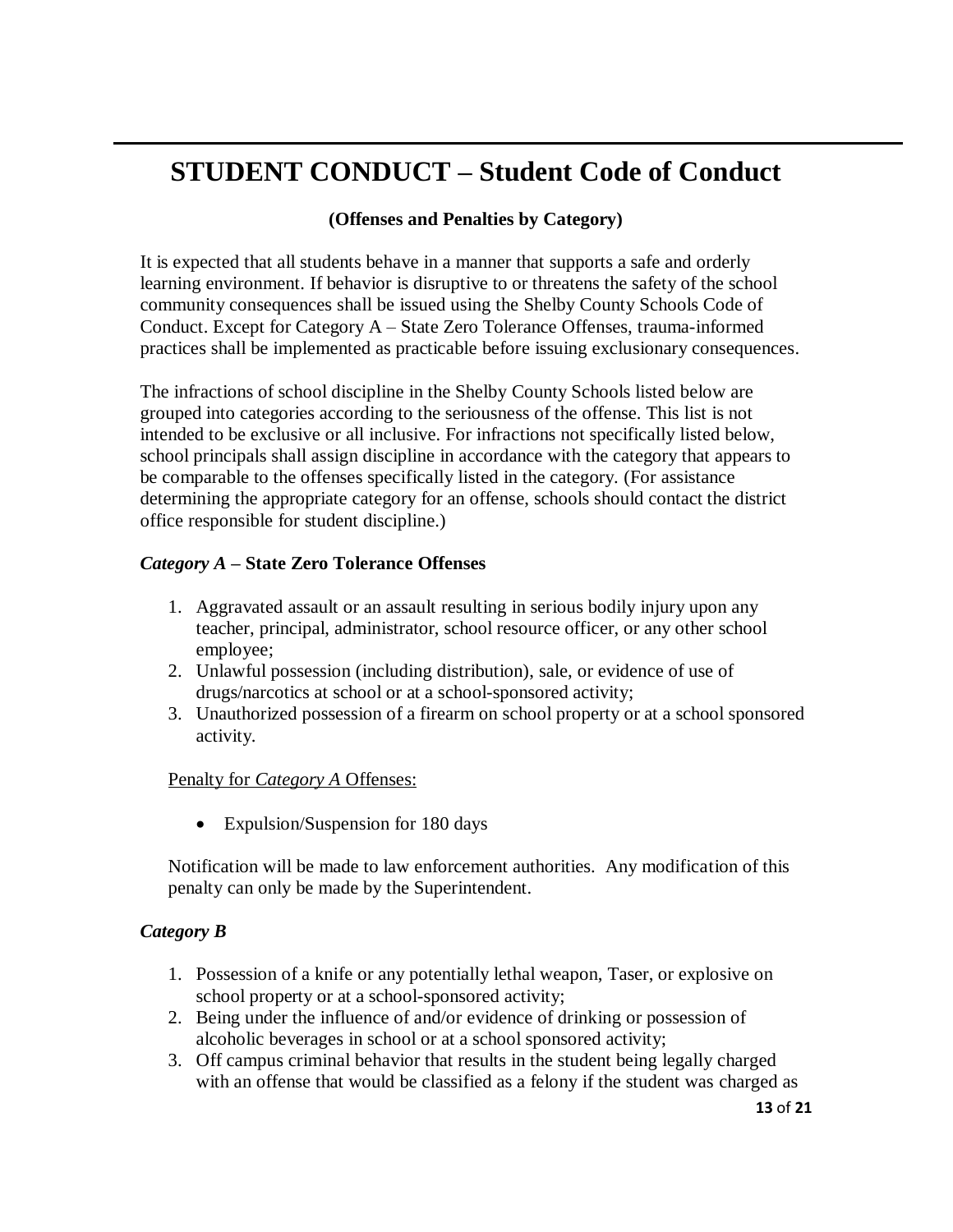# STUDENT CONDUCT – Student Code of Conduct

**(Offenses and Penalties by Category)**

It is expected that all students behave in a manner that supports a safe and orderly learning environment. If behavior is disruptive to or threatens the safety of the school community consequences shall be issued using the Shelby County Schools Code of Conduct. Except for Category A – State Zero Tolerance Offenses, trauma-informed practices shall be implemented as practicable before issuing exclusionary consequences.

The infractions of school discipline in the Shelby County Schools listed below are grouped into categories according to the seriousness of the offense. This list is not intended to be exclusive or all inclusive. For infractions not specifically listed below, school principals shall assign discipline in accordance with the category that appears to be comparable to the offenses specifically listed in the category. (For assistance determining the appropriate category for an offense, schools should contact the district office responsible for student discipline.)

### *Category A* – State Zero Tolerance Offenses

1. Aggravated assault or an assault resulting in serious bodily injury upon any teacher, principal, administrator, school resource officer, or any other school employee;
2. Unlawful possession (including distribution), sale, or evidence of use of drugs/narcotics at school or at a school-sponsored activity;
3. Unauthorized possession of a firearm on school property or at a school sponsored activity.

<u>Penalty for *Category A* Offenses:</u>

- Expulsion/Suspension for 180 days

Notification will be made to law enforcement authorities. Any modification of this penalty can only be made by the Superintendent.

### *Category B*

1. Possession of a knife or any potentially lethal weapon, Taser, or explosive on school property or at a school-sponsored activity;
2. Being under the influence of and/or evidence of drinking or possession of alcoholic beverages in school or at a school sponsored activity;
3. Off campus criminal behavior that results in the student being legally charged with an offense that would be classified as a felony if the student was charged as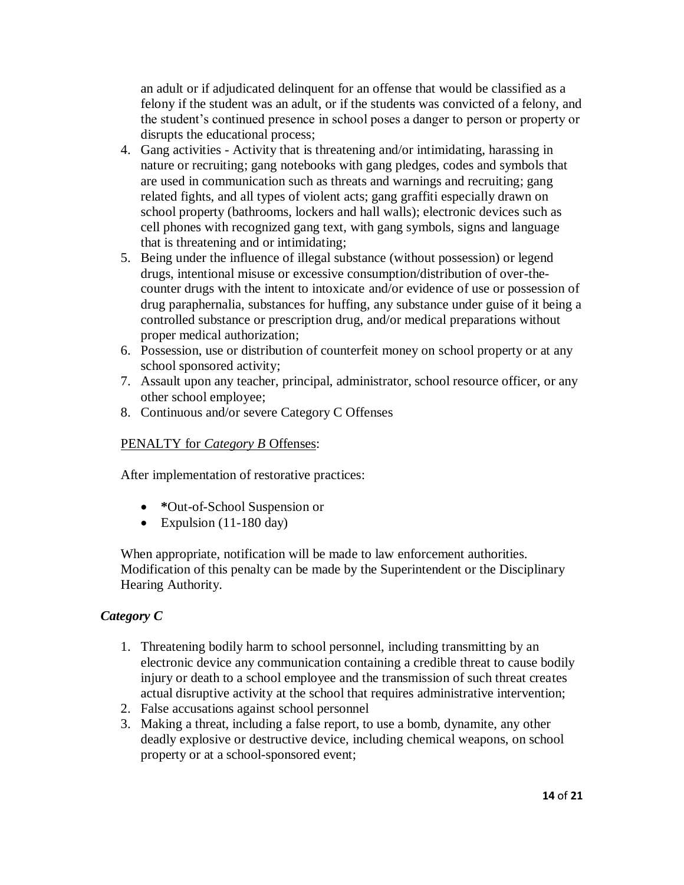an adult or if adjudicated delinquent for an offense that would be classified as a felony if the student was an adult, or if the students was convicted of a felony, and the student's continued presence in school poses a danger to person or property or disrupts the educational process;

4. Gang activities - Activity that is threatening and/or intimidating, harassing in nature or recruiting; gang notebooks with gang pledges, codes and symbols that are used in communication such as threats and warnings and recruiting; gang related fights, and all types of violent acts; gang graffiti especially drawn on school property (bathrooms, lockers and hall walls); electronic devices such as cell phones with recognized gang text, with gang symbols, signs and language that is threatening and or intimidating;
5. Being under the influence of illegal substance (without possession) or legend drugs, intentional misuse or excessive consumption/distribution of over-the-counter drugs with the intent to intoxicate and/or evidence of use or possession of drug paraphernalia, substances for huffing, any substance under guise of it being a controlled substance or prescription drug, and/or medical preparations without proper medical authorization;
6. Possession, use or distribution of counterfeit money on school property or at any school sponsored activity;
7. Assault upon any teacher, principal, administrator, school resource officer, or any other school employee;
8. Continuous and/or severe Category C Offenses

PENALTY for *Category B* Offenses:

After implementation of restorative practices:

- ***** Out-of-School Suspension or
- Expulsion (11-180 day)

When appropriate, notification will be made to law enforcement authorities. Modification of this penalty can be made by the Superintendent or the Disciplinary Hearing Authority.

### *Category C*

1. Threatening bodily harm to school personnel, including transmitting by an electronic device any communication containing a credible threat to cause bodily injury or death to a school employee and the transmission of such threat creates actual disruptive activity at the school that requires administrative intervention;
2. False accusations against school personnel
3. Making a threat, including a false report, to use a bomb, dynamite, any other deadly explosive or destructive device, including chemical weapons, on school property or at a school-sponsored event;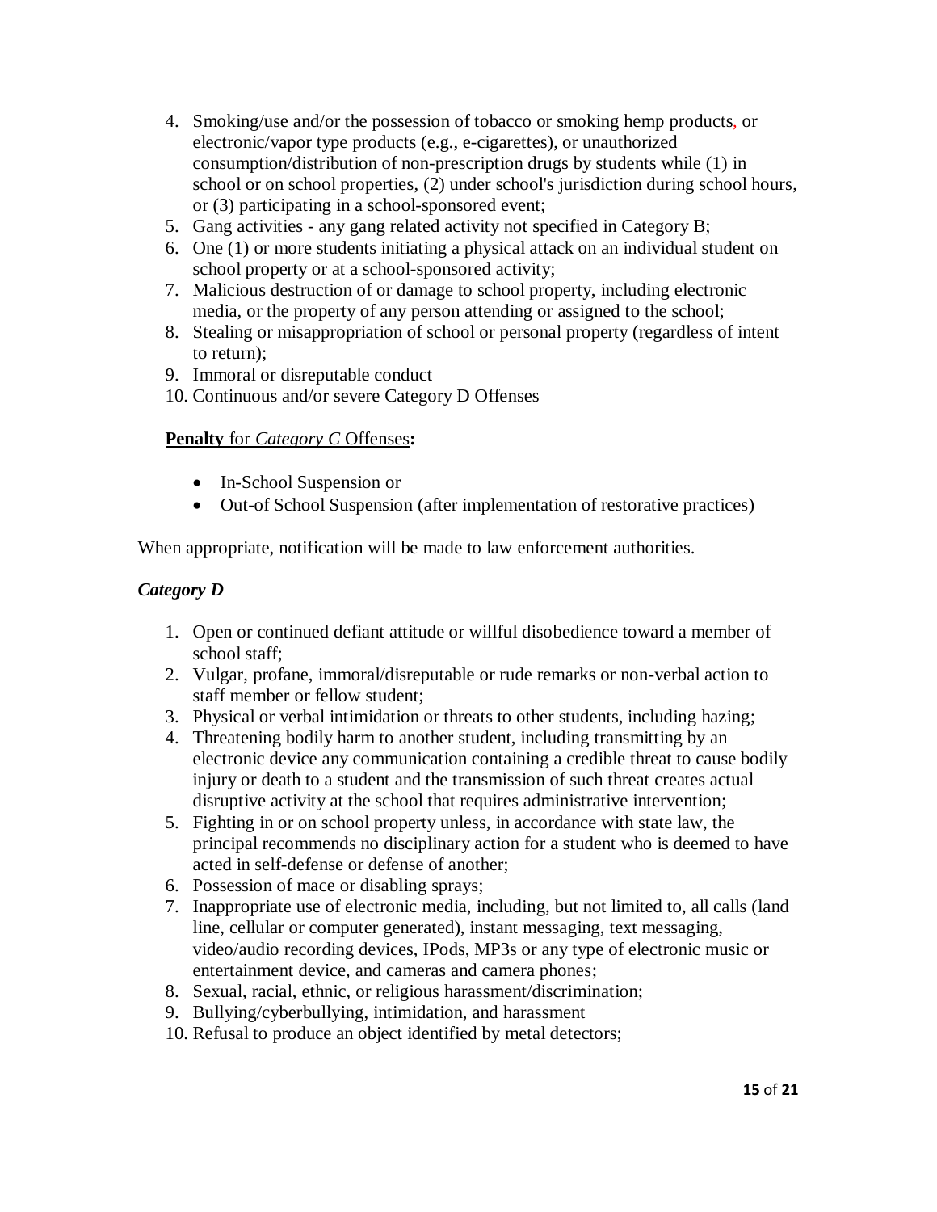4. Smoking/use and/or the possession of tobacco or smoking hemp products, or electronic/vapor type products (e.g., e-cigarettes), or unauthorized consumption/distribution of non-prescription drugs by students while (1) in school or on school properties, (2) under school's jurisdiction during school hours, or (3) participating in a school-sponsored event;
5. Gang activities - any gang related activity not specified in Category B;
6. One (1) or more students initiating a physical attack on an individual student on school property or at a school-sponsored activity;
7. Malicious destruction of or damage to school property, including electronic media, or the property of any person attending or assigned to the school;
8. Stealing or misappropriation of school or personal property (regardless of intent to return);
9. Immoral or disreputable conduct
10. Continuous and/or severe Category D Offenses

<u>**Penalty** for *Category C* Offenses</u>**:**

- In-School Suspension or
- Out-of School Suspension (after implementation of restorative practices)

When appropriate, notification will be made to law enforcement authorities.

***Category D***

1. Open or continued defiant attitude or willful disobedience toward a member of school staff;
2. Vulgar, profane, immoral/disreputable or rude remarks or non-verbal action to staff member or fellow student;
3. Physical or verbal intimidation or threats to other students, including hazing;
4. Threatening bodily harm to another student, including transmitting by an electronic device any communication containing a credible threat to cause bodily injury or death to a student and the transmission of such threat creates actual disruptive activity at the school that requires administrative intervention;
5. Fighting in or on school property unless, in accordance with state law, the principal recommends no disciplinary action for a student who is deemed to have acted in self-defense or defense of another;
6. Possession of mace or disabling sprays;
7. Inappropriate use of electronic media, including, but not limited to, all calls (land line, cellular or computer generated), instant messaging, text messaging, video/audio recording devices, IPods, MP3s or any type of electronic music or entertainment device, and cameras and camera phones;
8. Sexual, racial, ethnic, or religious harassment/discrimination;
9. Bullying/cyberbullying, intimidation, and harassment
10. Refusal to produce an object identified by metal detectors;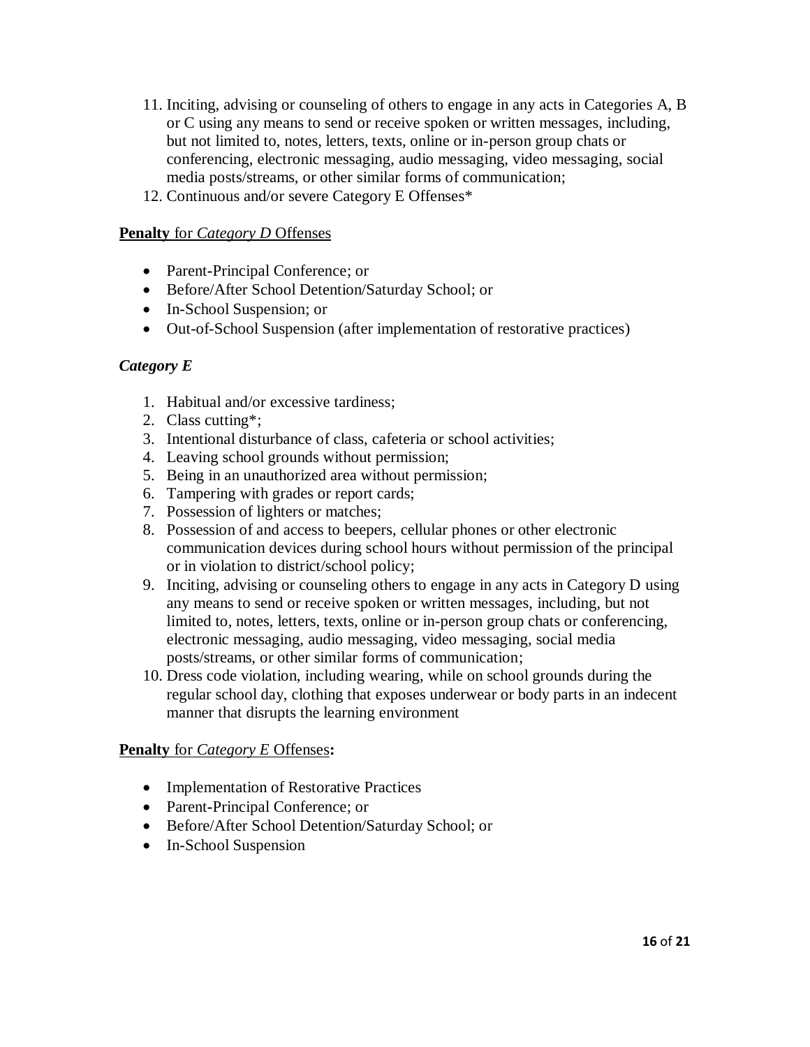11. Inciting, advising or counseling of others to engage in any acts in Categories A, B or C using any means to send or receive spoken or written messages, including, but not limited to, notes, letters, texts, online or in-person group chats or conferencing, electronic messaging, audio messaging, video messaging, social media posts/streams, or other similar forms of communication;
12. Continuous and/or severe Category E Offenses*

**Penalty** for *Category D* Offenses

- Parent-Principal Conference; or
- Before/After School Detention/Saturday School; or
- In-School Suspension; or
- Out-of-School Suspension (after implementation of restorative practices)

***Category E***

1. Habitual and/or excessive tardiness;
2. Class cutting*;
3. Intentional disturbance of class, cafeteria or school activities;
4. Leaving school grounds without permission;
5. Being in an unauthorized area without permission;
6. Tampering with grades or report cards;
7. Possession of lighters or matches;
8. Possession of and access to beepers, cellular phones or other electronic communication devices during school hours without permission of the principal or in violation to district/school policy;
9. Inciting, advising or counseling others to engage in any acts in Category D using any means to send or receive spoken or written messages, including, but not limited to, notes, letters, texts, online or in-person group chats or conferencing, electronic messaging, audio messaging, video messaging, social media posts/streams, or other similar forms of communication;
10. Dress code violation, including wearing, while on school grounds during the regular school day, clothing that exposes underwear or body parts in an indecent manner that disrupts the learning environment

**Penalty** for *Category E* Offenses**:**

- Implementation of Restorative Practices
- Parent-Principal Conference; or
- Before/After School Detention/Saturday School; or
- In-School Suspension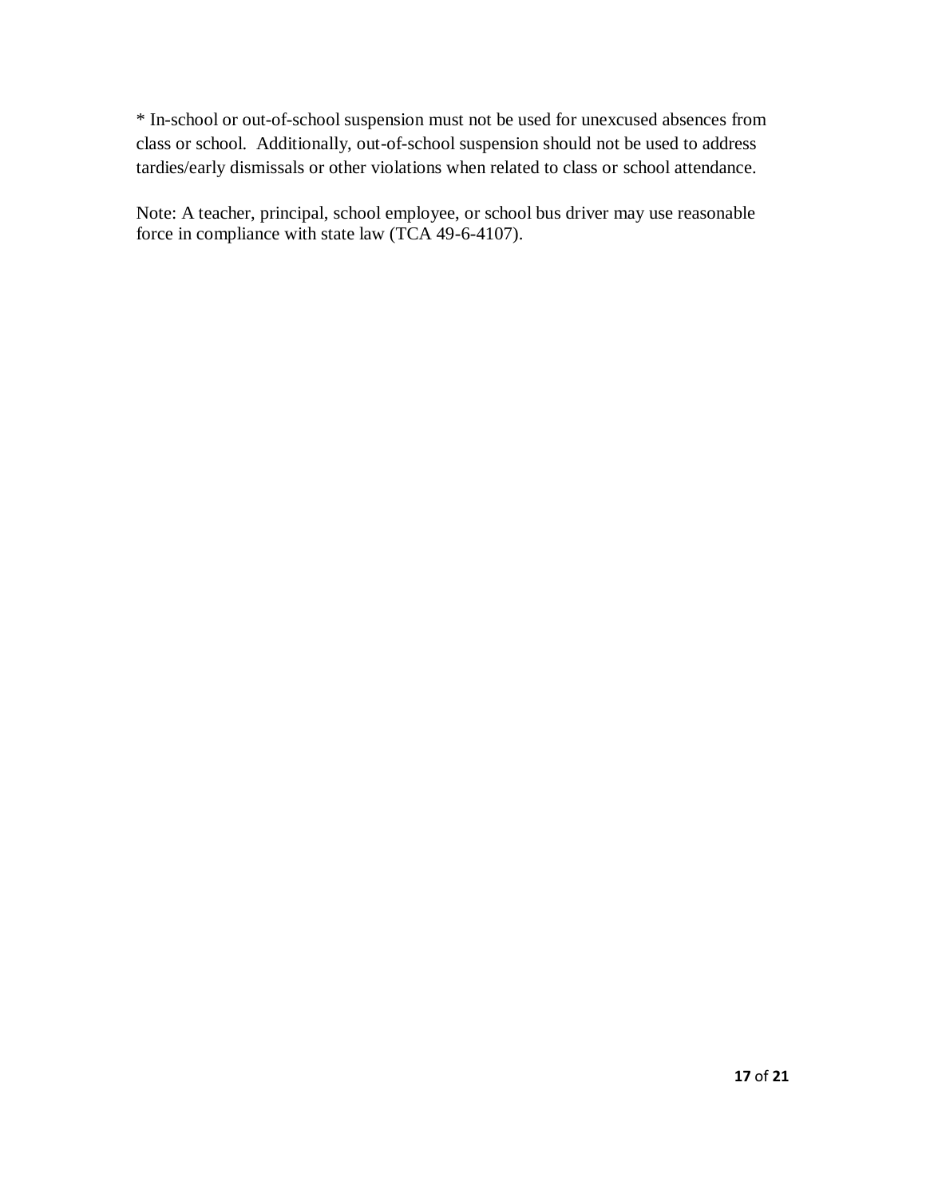* In-school or out-of-school suspension must not be used for unexcused absences from class or school. Additionally, out-of-school suspension should not be used to address tardies/early dismissals or other violations when related to class or school attendance.

Note: A teacher, principal, school employee, or school bus driver may use reasonable force in compliance with state law (TCA 49-6-4107).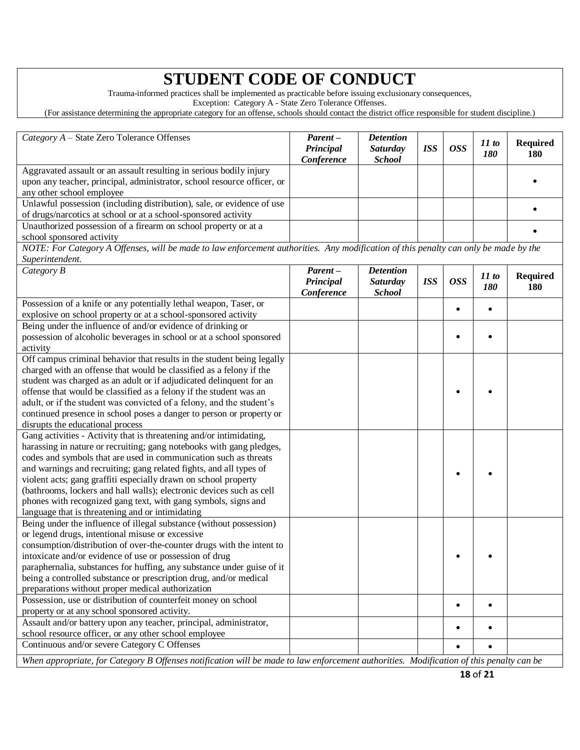# STUDENT CODE OF CONDUCT

Trauma-informed practices shall be implemented as practicable before issuing exclusionary consequences,
Exception: Category A - State Zero Tolerance Offenses.
(For assistance determining the appropriate category for an offense, schools should contact the district office responsible for student discipline.)

| *Category A* – State Zero Tolerance Offenses | ***Parent – Principal Conference*** | ***Detention Saturday School*** | ***ISS*** | ***OSS*** | ***11 to 180*** | **Required 180** |
|---|---|---|---|---|---|---|
| Aggravated assault or an assault resulting in serious bodily injury upon any teacher, principal, administrator, school resource officer, or any other school employee | | | | | | • |
| Unlawful possession (including distribution), sale, or evidence of use of drugs/narcotics at school or at a school-sponsored activity | | | | | | • |
| Unauthorized possession of a firearm on school property or at a school sponsored activity | | | | | | • |
| *NOTE: For Category A Offenses, will be made to law enforcement authorities. Any modification of this penalty can only be made by the Superintendent.* | | | | | | |
| *Category B* | ***Parent – Principal Conference*** | ***Detention Saturday School*** | ***ISS*** | ***OSS*** | ***11 to 180*** | **Required 180** |
| Possession of a knife or any potentially lethal weapon, Taser, or explosive on school property or at a school-sponsored activity | | | | • | • | |
| Being under the influence of and/or evidence of drinking or possession of alcoholic beverages in school or at a school sponsored activity | | | | • | • | |
| Off campus criminal behavior that results in the student being legally charged with an offense that would be classified as a felony if the student was charged as an adult or if adjudicated delinquent for an offense that would be classified as a felony if the student was an adult, or if the student was convicted of a felony, and the student's continued presence in school poses a danger to person or property or disrupts the educational process | | | | • | • | |
| Gang activities - Activity that is threatening and/or intimidating, harassing in nature or recruiting; gang notebooks with gang pledges, codes and symbols that are used in communication such as threats and warnings and recruiting; gang related fights, and all types of violent acts; gang graffiti especially drawn on school property (bathrooms, lockers and hall walls); electronic devices such as cell phones with recognized gang text, with gang symbols, signs and language that is threatening and or intimidating | | | | • | • | |
| Being under the influence of illegal substance (without possession) or legend drugs, intentional misuse or excessive consumption/distribution of over-the-counter drugs with the intent to intoxicate and/or evidence of use or possession of drug paraphernalia, substances for huffing, any substance under guise of it being a controlled substance or prescription drug, and/or medical preparations without proper medical authorization | | | | • | • | |
| Possession, use or distribution of counterfeit money on school property or at any school sponsored activity. | | | | • | • | |
| Assault and/or battery upon any teacher, principal, administrator, school resource officer, or any other school employee | | | | • | • | |
| Continuous and/or severe Category C Offenses | | | | • | • | |
| *When appropriate, for Category B Offenses notification will be made to law enforcement authorities. Modification of this penalty can be* | | | | | | |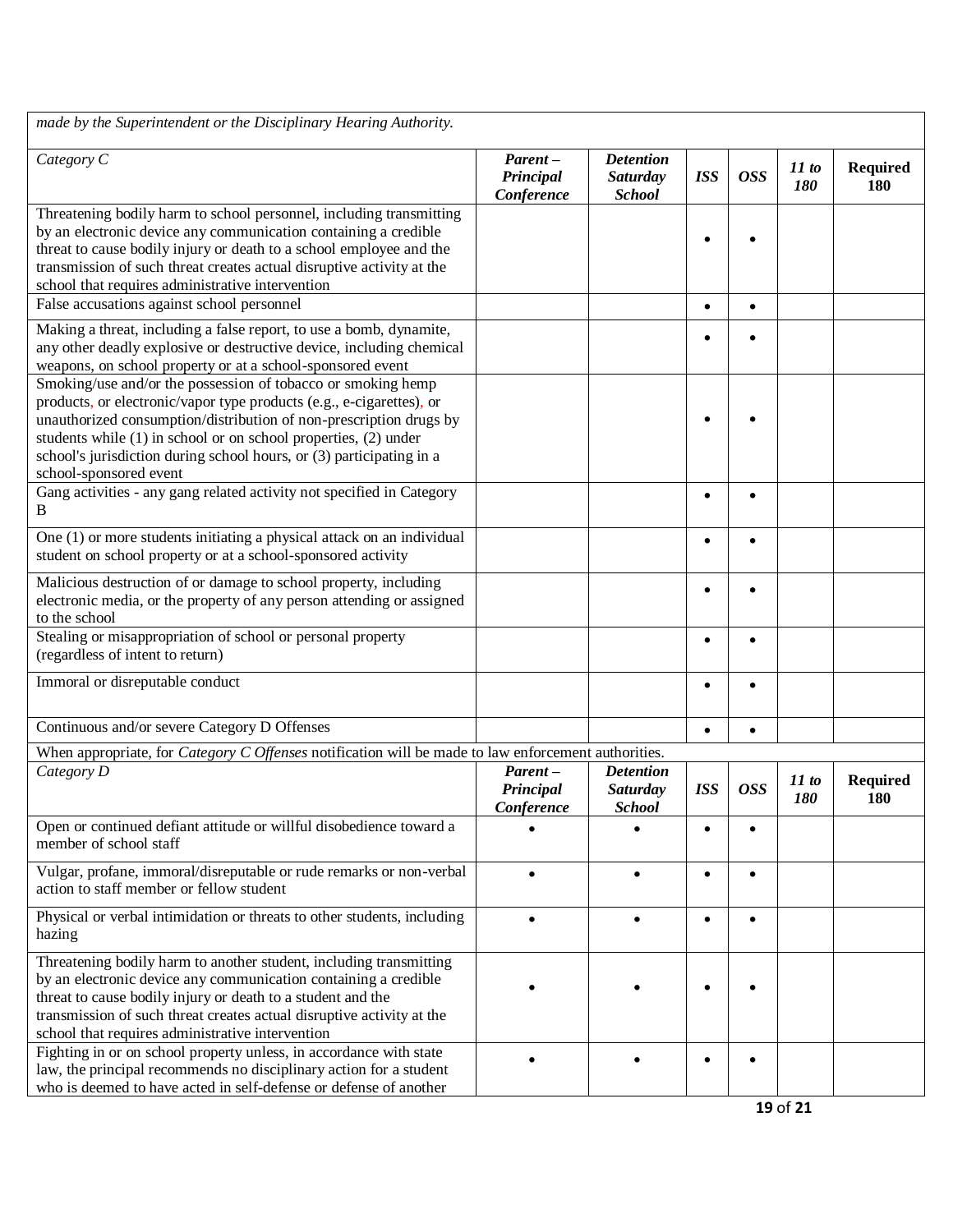*made by the Superintendent or the Disciplinary Hearing Authority.*

| *Category C* | ***Parent – Principal Conference*** | ***Detention Saturday School*** | ***ISS*** | ***OSS*** | ***11 to 180*** | **Required 180** |
|---|---|---|---|---|---|---|
| Threatening bodily harm to school personnel, including transmitting by an electronic device any communication containing a credible threat to cause bodily injury or death to a school employee and the transmission of such threat creates actual disruptive activity at the school that requires administrative intervention | | | • | • | | |
| False accusations against school personnel | | | • | • | | |
| Making a threat, including a false report, to use a bomb, dynamite, any other deadly explosive or destructive device, including chemical weapons, on school property or at a school-sponsored event | | | • | • | | |
| Smoking/use and/or the possession of tobacco or smoking hemp products, or electronic/vapor type products (e.g., e-cigarettes), or unauthorized consumption/distribution of non-prescription drugs by students while (1) in school or on school properties, (2) under school's jurisdiction during school hours, or (3) participating in a school-sponsored event | | | • | • | | |
| Gang activities - any gang related activity not specified in Category B | | | • | • | | |
| One (1) or more students initiating a physical attack on an individual student on school property or at a school-sponsored activity | | | • | • | | |
| Malicious destruction of or damage to school property, including electronic media, or the property of any person attending or assigned to the school | | | • | • | | |
| Stealing or misappropriation of school or personal property (regardless of intent to return) | | | • | • | | |
| Immoral or disreputable conduct | | | • | • | | |
| Continuous and/or severe Category D Offenses | | | • | • | | |

When appropriate, for *Category C Offenses* notification will be made to law enforcement authorities.

| *Category D* | ***Parent – Principal Conference*** | ***Detention Saturday School*** | ***ISS*** | ***OSS*** | ***11 to 180*** | **Required 180** |
|---|---|---|---|---|---|---|
| Open or continued defiant attitude or willful disobedience toward a member of school staff | • | • | • | • | | |
| Vulgar, profane, immoral/disreputable or rude remarks or non-verbal action to staff member or fellow student | • | • | • | • | | |
| Physical or verbal intimidation or threats to other students, including hazing | • | • | • | • | | |
| Threatening bodily harm to another student, including transmitting by an electronic device any communication containing a credible threat to cause bodily injury or death to a student and the transmission of such threat creates actual disruptive activity at the school that requires administrative intervention | • | • | • | • | | |
| Fighting in or on school property unless, in accordance with state law, the principal recommends no disciplinary action for a student who is deemed to have acted in self-defense or defense of another | • | • | • | • | | |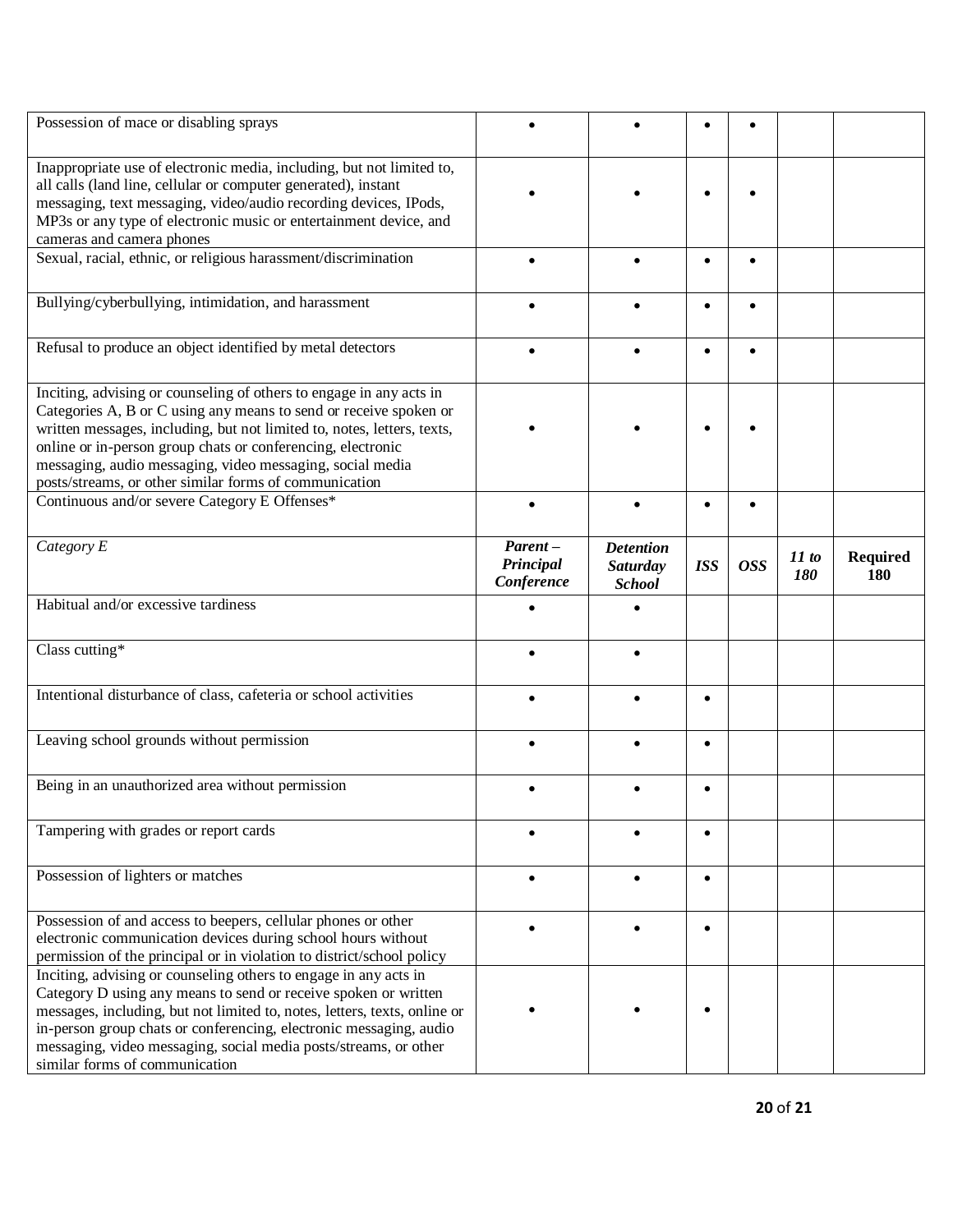| | | | | | | |
|---|---|---|---|---|---|---|
| Possession of mace or disabling sprays | • | • | • | • | | |
| Inappropriate use of electronic media, including, but not limited to, all calls (land line, cellular or computer generated), instant messaging, text messaging, video/audio recording devices, IPods, MP3s or any type of electronic music or entertainment device, and cameras and camera phones | • | • | • | • | | |
| Sexual, racial, ethnic, or religious harassment/discrimination | • | • | • | • | | |
| Bullying/cyberbullying, intimidation, and harassment | • | • | • | • | | |
| Refusal to produce an object identified by metal detectors | • | • | • | • | | |
| Inciting, advising or counseling of others to engage in any acts in Categories A, B or C using any means to send or receive spoken or written messages, including, but not limited to, notes, letters, texts, online or in-person group chats or conferencing, electronic messaging, audio messaging, video messaging, social media posts/streams, or other similar forms of communication | • | • | • | • | | |
| Continuous and/or severe Category E Offenses* | • | • | • | • | | |

| *Category E* | ***Parent – Principal Conference*** | ***Detention Saturday School*** | ***ISS*** | ***OSS*** | ***11 to 180*** | **Required 180** |
|---|---|---|---|---|---|---|
| Habitual and/or excessive tardiness | • | • | | | | |
| Class cutting* | • | • | | | | |
| Intentional disturbance of class, cafeteria or school activities | • | • | • | | | |
| Leaving school grounds without permission | • | • | • | | | |
| Being in an unauthorized area without permission | • | • | • | | | |
| Tampering with grades or report cards | • | • | • | | | |
| Possession of lighters or matches | • | • | • | | | |
| Possession of and access to beepers, cellular phones or other electronic communication devices during school hours without permission of the principal or in violation to district/school policy | • | • | • | | | |
| Inciting, advising or counseling others to engage in any acts in Category D using any means to send or receive spoken or written messages, including, but not limited to, notes, letters, texts, online or in-person group chats or conferencing, electronic messaging, audio messaging, video messaging, social media posts/streams, or other similar forms of communication | • | • | • | | | |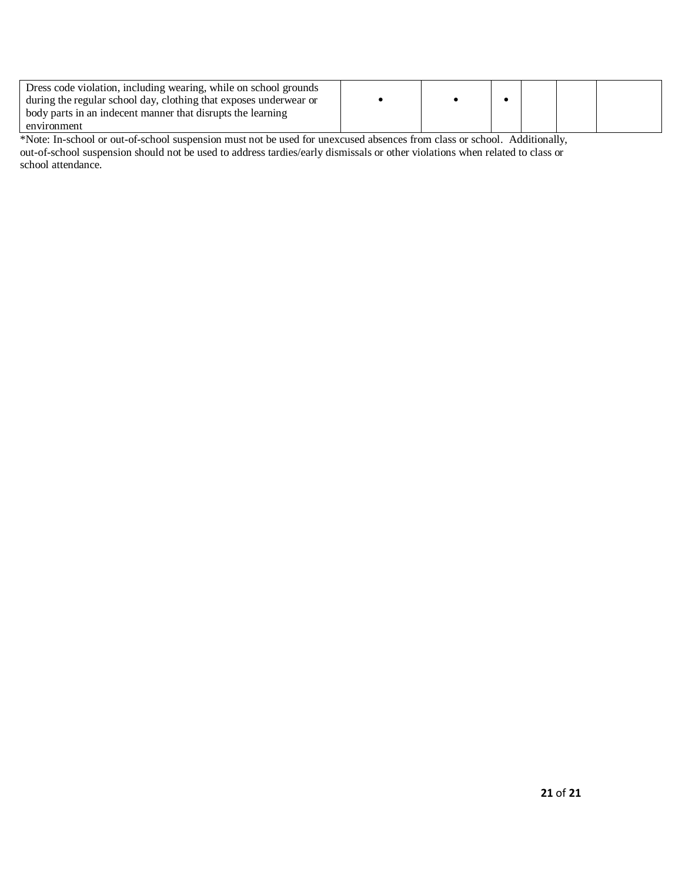| | | | | | | |
|---|---|---|---|---|---|---|
| Dress code violation, including wearing, while on school grounds during the regular school day, clothing that exposes underwear or body parts in an indecent manner that disrupts the learning environment | • | • | • | | | |

*Note: In-school or out-of-school suspension must not be used for unexcused absences from class or school. Additionally, out-of-school suspension should not be used to address tardies/early dismissals or other violations when related to class or school attendance.